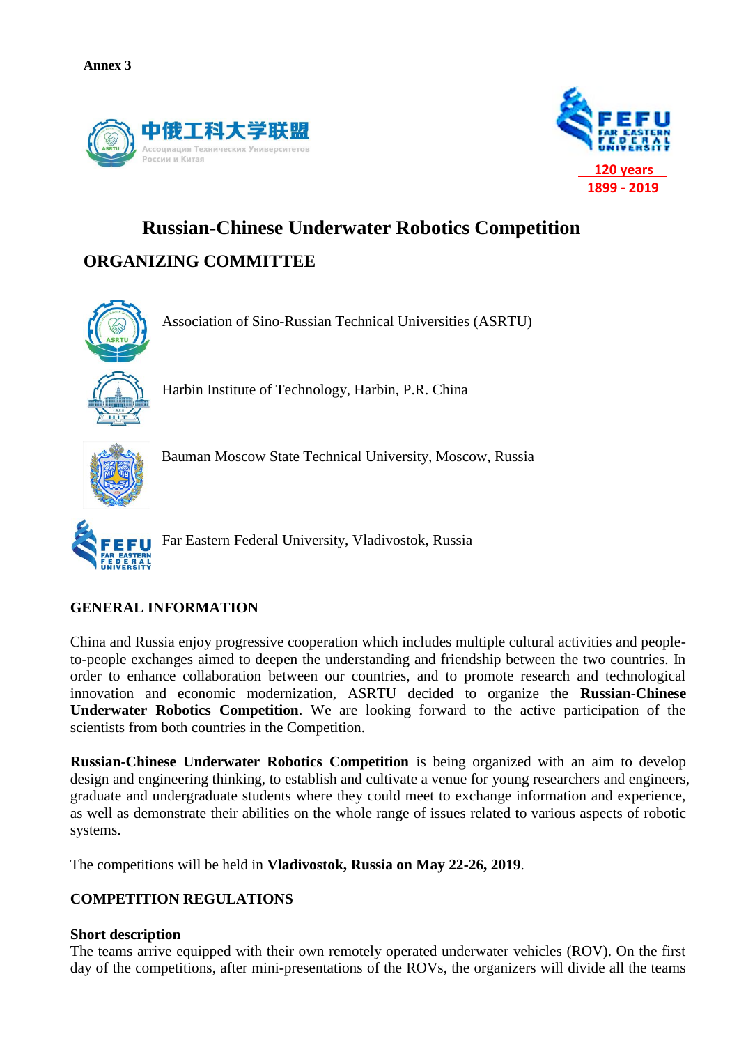**Annex 3**

中俄工科大学联盟
Ассоциация Технических Университетов России и Китая

FEFU FAR EASTERN FEDERAL UNIVERSITY
120 years
1899 - 2019

# Russian-Chinese Underwater Robotics Competition

## ORGANIZING COMMITTEE

Association of Sino-Russian Technical Universities (ASRTU)

Harbin Institute of Technology, Harbin, P.R. China

Bauman Moscow State Technical University, Moscow, Russia

Far Eastern Federal University, Vladivostok, Russia

## GENERAL INFORMATION

China and Russia enjoy progressive cooperation which includes multiple cultural activities and people-to-people exchanges aimed to deepen the understanding and friendship between the two countries. In order to enhance collaboration between our countries, and to promote research and technological innovation and economic modernization, ASRTU decided to organize the **Russian-Chinese Underwater Robotics Competition**. We are looking forward to the active participation of the scientists from both countries in the Competition.

**Russian-Chinese Underwater Robotics Competition** is being organized with an aim to develop design and engineering thinking, to establish and cultivate a venue for young researchers and engineers, graduate and undergraduate students where they could meet to exchange information and experience, as well as demonstrate their abilities on the whole range of issues related to various aspects of robotic systems.

The competitions will be held in **Vladivostok, Russia on May 22-26, 2019**.

## COMPETITION REGULATIONS

### Short description

The teams arrive equipped with their own remotely operated underwater vehicles (ROV). On the first day of the competitions, after mini-presentations of the ROVs, the organizers will divide all the teams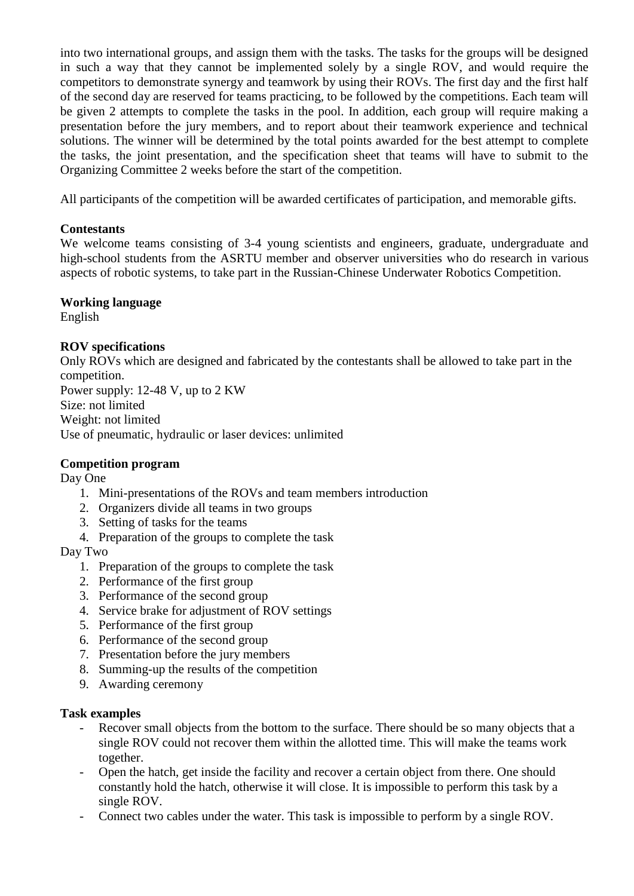into two international groups, and assign them with the tasks. The tasks for the groups will be designed in such a way that they cannot be implemented solely by a single ROV, and would require the competitors to demonstrate synergy and teamwork by using their ROVs. The first day and the first half of the second day are reserved for teams practicing, to be followed by the competitions. Each team will be given 2 attempts to complete the tasks in the pool. In addition, each group will require making a presentation before the jury members, and to report about their teamwork experience and technical solutions. The winner will be determined by the total points awarded for the best attempt to complete the tasks, the joint presentation, and the specification sheet that teams will have to submit to the Organizing Committee 2 weeks before the start of the competition.

All participants of the competition will be awarded certificates of participation, and memorable gifts.

**Contestants**
We welcome teams consisting of 3-4 young scientists and engineers, graduate, undergraduate and high-school students from the ASRTU member and observer universities who do research in various aspects of robotic systems, to take part in the Russian-Chinese Underwater Robotics Competition.

**Working language**
English

**ROV specifications**
Only ROVs which are designed and fabricated by the contestants shall be allowed to take part in the competition.
Power supply: 12-48 V, up to 2 KW
Size: not limited
Weight: not limited
Use of pneumatic, hydraulic or laser devices: unlimited

**Competition program**
Day One

1. Mini-presentations of the ROVs and team members introduction
2. Organizers divide all teams in two groups
3. Setting of tasks for the teams
4. Preparation of the groups to complete the task

Day Two

1. Preparation of the groups to complete the task
2. Performance of the first group
3. Performance of the second group
4. Service brake for adjustment of ROV settings
5. Performance of the first group
6. Performance of the second group
7. Presentation before the jury members
8. Summing-up the results of the competition
9. Awarding ceremony

**Task examples**

- Recover small objects from the bottom to the surface. There should be so many objects that a single ROV could not recover them within the allotted time. This will make the teams work together.
- Open the hatch, get inside the facility and recover a certain object from there. One should constantly hold the hatch, otherwise it will close. It is impossible to perform this task by a single ROV.
- Connect two cables under the water. This task is impossible to perform by a single ROV.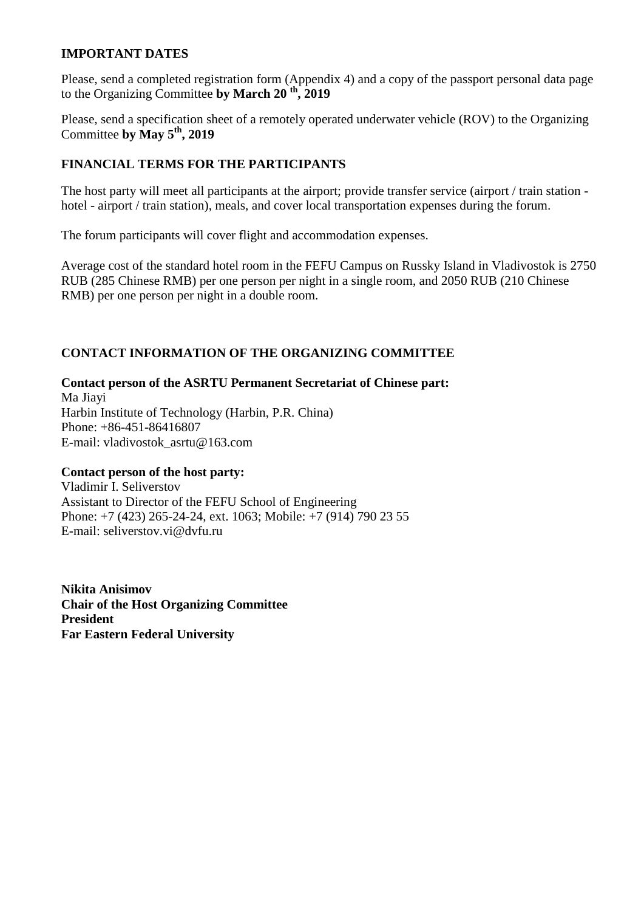## IMPORTANT DATES

Please, send a completed registration form (Appendix 4) and a copy of the passport personal data page to the Organizing Committee **by March 20 th, 2019**

Please, send a specification sheet of a remotely operated underwater vehicle (ROV) to the Organizing Committee **by May 5th, 2019**

## FINANCIAL TERMS FOR THE PARTICIPANTS

The host party will meet all participants at the airport; provide transfer service (airport / train station - hotel - airport / train station), meals, and cover local transportation expenses during the forum.

The forum participants will cover flight and accommodation expenses.

Average cost of the standard hotel room in the FEFU Campus on Russky Island in Vladivostok is 2750 RUB (285 Chinese RMB) per one person per night in a single room, and 2050 RUB (210 Chinese RMB) per one person per night in a double room.

## CONTACT INFORMATION OF THE ORGANIZING COMMITTEE

**Contact person of the ASRTU Permanent Secretariat of Chinese part:**
Ma Jiayi
Harbin Institute of Technology (Harbin, P.R. China)
Phone: +86-451-86416807
E-mail: vladivostok_asrtu@163.com

**Contact person of the host party:**
Vladimir I. Seliverstov
Assistant to Director of the FEFU School of Engineering
Phone: +7 (423) 265-24-24, ext. 1063; Mobile: +7 (914) 790 23 55
E-mail: seliverstov.vi@dvfu.ru

**Nikita Anisimov**
**Chair of the Host Organizing Committee**
**President**
**Far Eastern Federal University**